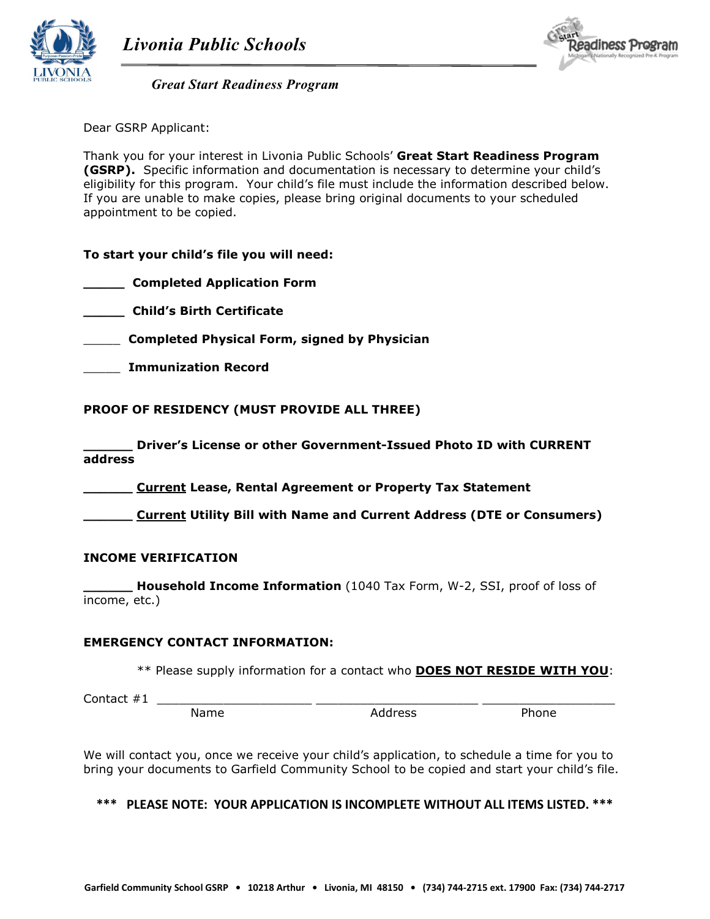# *Livonia Public Schools*

## *Great Start Readiness Program*

Dear GSRP Applicant:

Thank you for your interest in Livonia Public Schools' **Great Start Readiness Program (GSRP).** Specific information and documentation is necessary to determine your child's eligibility for this program. Your child's file must include the information described below. If you are unable to make copies, please bring original documents to your scheduled appointment to be copied.

**To start your child's file you will need:**

_____ **Completed Application Form**

_____ **Child's Birth Certificate**

_____ **Completed Physical Form, signed by Physician**

_____ **Immunization Record**

**PROOF OF RESIDENCY (MUST PROVIDE ALL THREE)**

______ **Driver's License or other Government-Issued Photo ID with CURRENT address**

______ **<u>Current</u> Lease, Rental Agreement or Property Tax Statement**

______ **<u>Current</u> Utility Bill with Name and Current Address (DTE or Consumers)**

**INCOME VERIFICATION**

______ **Household Income Information** (1040 Tax Form, W-2, SSI, proof of loss of income, etc.)

**EMERGENCY CONTACT INFORMATION:**

** Please supply information for a contact who **<u>DOES NOT RESIDE WITH YOU</u>**:

Contact #1 ______________________ ______________________ ____________________

Name | Address | Phone

We will contact you, once we receive your child's application, to schedule a time for you to bring your documents to Garfield Community School to be copied and start your child's file.

**\*\*\* PLEASE NOTE: YOUR APPLICATION IS INCOMPLETE WITHOUT ALL ITEMS LISTED. \*\*\***

**Garfield Community School GSRP • 10218 Arthur • Livonia, MI 48150 • (734) 744-2715 ext. 17900 Fax: (734) 744-2717**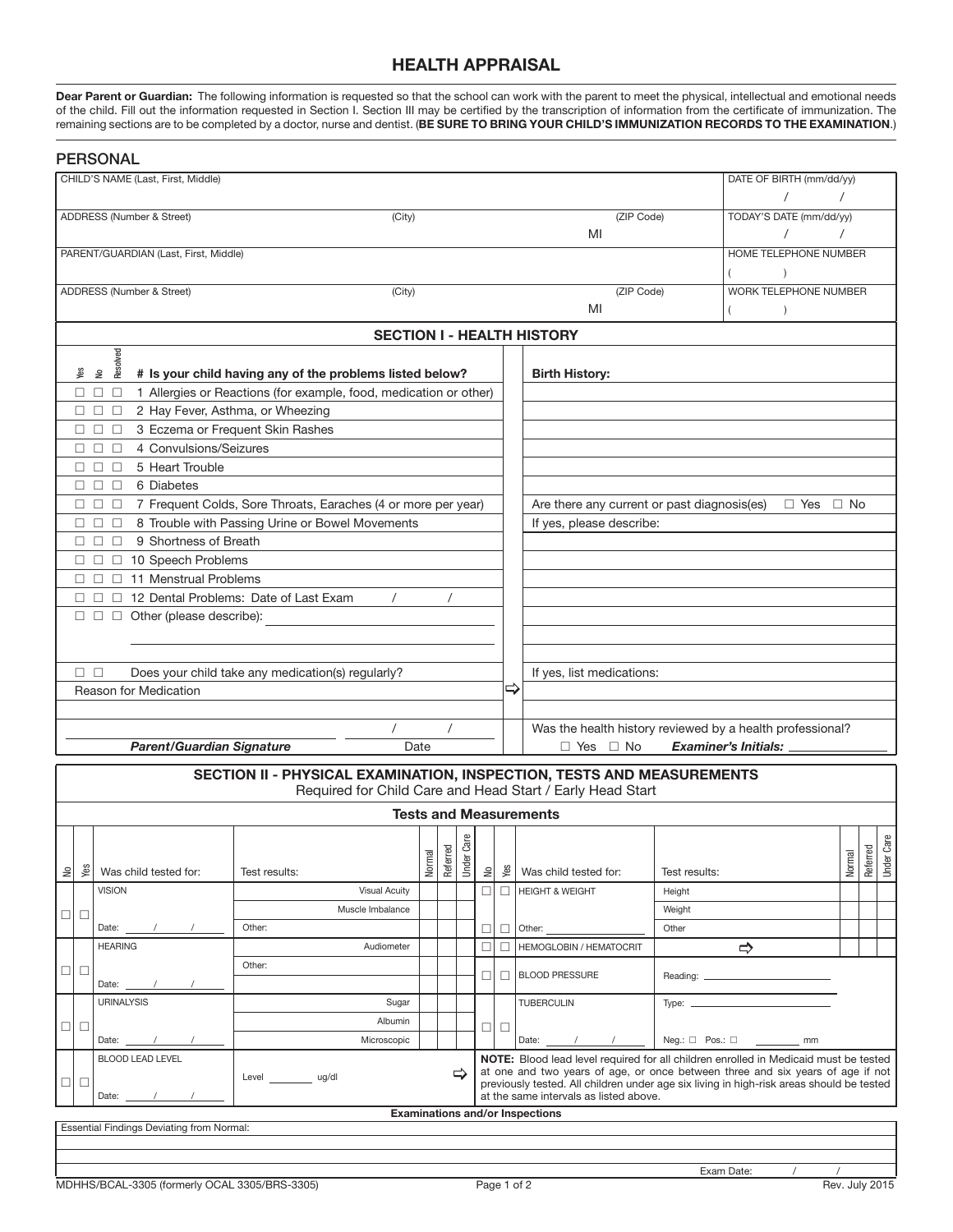# HEALTH APPRAISAL

**Dear Parent or Guardian:** The following information is requested so that the school can work with the parent to meet the physical, intellectual and emotional needs of the child. Fill out the information requested in Section I. Section III may be certified by the transcription of information from the certificate of immunization. The remaining sections are to be completed by a doctor, nurse and dentist. (**BE SURE TO BRING YOUR CHILD'S IMMUNIZATION RECORDS TO THE EXAMINATION**.)

## PERSONAL

| CHILD'S NAME (Last, First, Middle) | | | DATE OF BIRTH (mm/dd/yy) / / |
|---|---|---|---|
| ADDRESS (Number & Street) | (City) | (ZIP Code) MI | TODAY'S DATE (mm/dd/yy) / / |
| PARENT/GUARDIAN (Last, First, Middle) | | | HOME TELEPHONE NUMBER ( ) |
| ADDRESS (Number & Street) | (City) | (ZIP Code) MI | WORK TELEPHONE NUMBER ( ) |

## SECTION I - HEALTH HISTORY

| Yes | No | Resolved | # Is your child having any of the problems listed below? |
|---|---|---|---|
| ☐ | ☐ | ☐ | 1 Allergies or Reactions (for example, food, medication or other) |
| ☐ | ☐ | ☐ | 2 Hay Fever, Asthma, or Wheezing |
| ☐ | ☐ | ☐ | 3 Eczema or Frequent Skin Rashes |
| ☐ | ☐ | ☐ | 4 Convulsions/Seizures |
| ☐ | ☐ | ☐ | 5 Heart Trouble |
| ☐ | ☐ | ☐ | 6 Diabetes |
| ☐ | ☐ | ☐ | 7 Frequent Colds, Sore Throats, Earaches (4 or more per year) |
| ☐ | ☐ | ☐ | 8 Trouble with Passing Urine or Bowel Movements |
| ☐ | ☐ | ☐ | 9 Shortness of Breath |
| ☐ | ☐ | ☐ | 10 Speech Problems |
| ☐ | ☐ | ☐ | 11 Menstrual Problems |
| ☐ | ☐ | ☐ | 12 Dental Problems: Date of Last Exam / / |
| ☐ | ☐ | ☐ | Other (please describe): |

**Birth History:**

Are there any current or past diagnosis(es) ☐ Yes ☐ No

If yes, please describe:

☐ ☐ Does your child take any medication(s) regularly?

Reason for Medication ⇨ If yes, list medications:

_______________ / /
***Parent/Guardian Signature*** Date

Was the health history reviewed by a health professional?
☐ Yes ☐ No ***Examiner's Initials:*** _______

## SECTION II - PHYSICAL EXAMINATION, INSPECTION, TESTS AND MEASUREMENTS

Required for Child Care and Head Start / Early Head Start

### Tests and Measurements

| No | Yes | Was child tested for: | Test results: | Normal | Referred | Under Care | No | Yes | Was child tested for: | Test results: | Normal | Referred | Under Care |
|---|---|---|---|---|---|---|---|---|---|---|---|---|---|
| ☐ | ☐ | VISION | Visual Acuity | | | | ☐ | ☐ | HEIGHT & WEIGHT | Height | | | |
| | | | Muscle Imbalance | | | | | | | Weight | | | |
| | | Date: / / | Other: | | | | ☐ | ☐ | Other: | Other | | | |
| ☐ | ☐ | HEARING | Audiometer | | | | ☐ | ☐ | HEMOGLOBIN / HEMATOCRIT | ⇨ | | | |
| | | | Other: | | | | ☐ | ☐ | BLOOD PRESSURE | Reading: | | | |
| | | Date: / / | | | | | | | | | | | |
| ☐ | ☐ | URINALYSIS | Sugar | | | | ☐ | ☐ | TUBERCULIN | Type: | | | |
| | | | Albumin | | | | | | | | | | |
| | | Date: / / | Microscopic | | | | | | Date: / / | Neg.: ☐ Pos.: ☐ ___ mm | | | |
| ☐ | ☐ | BLOOD LEAD LEVEL Date: / / | Level ___ ug/dl ⇨ | | | | | | | | | | |

**NOTE:** Blood lead level required for all children enrolled in Medicaid must be tested at one and two years of age, or once between three and six years of age if not previously tested. All children under age six living in high-risk areas should be tested at the same intervals as listed above.

### Examinations and/or Inspections

Essential Findings Deviating from Normal:

Exam Date: / /

MDHHS/BCAL-3305 (formerly OCAL 3305/BRS-3305) Rev. July 2015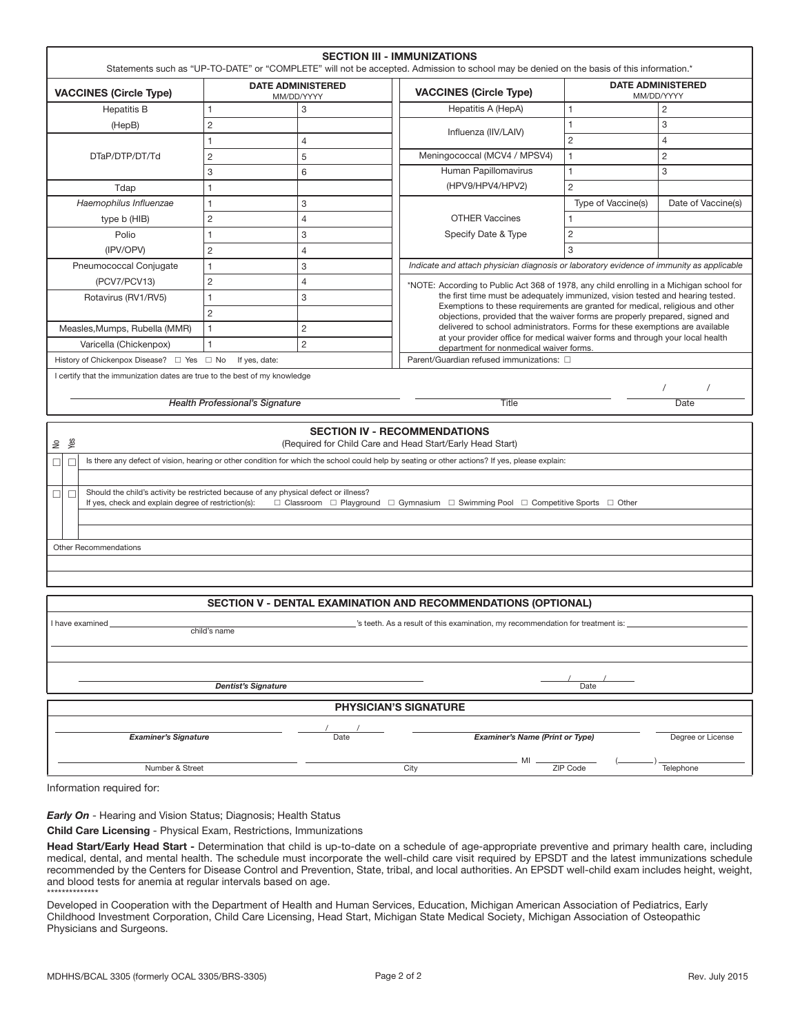## SECTION III - IMMUNIZATIONS

Statements such as "UP-TO-DATE" or "COMPLETE" will not be accepted. Admission to school may be denied on the basis of this information.*

| VACCINES (Circle Type) | DATE ADMINISTERED MM/DD/YYYY | | VACCINES (Circle Type) | DATE ADMINISTERED MM/DD/YYYY | |
|---|---|---|---|---|---|
| Hepatitis B | 1 | 3 | Hepatitis A (HepA) | 1 | 2 |
| (HepB) | 2 | | Influenza (IIV/LAIV) | 1 | 3 |
| DTaP/DTP/DT/Td | 1 | 4 | | 2 | 4 |
| | 2 | 5 | Meningococcal (MCV4 / MPSV4) | 1 | 2 |
| | 3 | 6 | Human Papillomavirus | 1 | 3 |
| Tdap | 1 | | (HPV9/HPV4/HPV2) | 2 | |
| *Haemophilus Influenzae* | 1 | 3 | OTHER Vaccines Specify Date & Type | Type of Vaccine(s) | Date of Vaccine(s) |
| type b (HIB) | 2 | 4 | | 1 | |
| Polio | 1 | 3 | | 2 | |
| (IPV/OPV) | 2 | 4 | | 3 | |
| Pneumococcal Conjugate | 1 | 3 | *Indicate and attach physician diagnosis or laboratory evidence of immunity as applicable* | | |
| (PCV7/PCV13) | 2 | 4 | *NOTE: According to Public Act 368 of 1978, any child enrolling in a Michigan school for the first time must be adequately immunized, vision tested and hearing tested. Exemptions to these requirements are granted for medical, religious and other objections, provided that the waiver forms are properly prepared, signed and delivered to school administrators. Forms for these exemptions are available at your provider office for medical waiver forms and through your local health department for nonmedical waiver forms. | | |
| Rotavirus (RV1/RV5) | 1 | 3 | | | |
| | 2 | | | | |
| Measles,Mumps, Rubella (MMR) | 1 | 2 | | | |
| Varicella (Chickenpox) | 1 | 2 | | | |
| History of Chickenpox Disease? ☐ Yes ☐ No If yes, date: | | | Parent/Guardian refused immunizations: ☐ | | |

I certify that the immunization dates are true to the best of my knowledge

_______________ *Health Professional's Signature*     _______________ Title     ___/___/___ Date

## SECTION IV - RECOMMENDATIONS

(Required for Child Care and Head Start/Early Head Start)

| No | Yes | |
|---|---|---|
| ☐ | ☐ | Is there any defect of vision, hearing or other condition for which the school could help by seating or other actions? If yes, please explain: |
| ☐ | ☐ | Should the child's activity be restricted because of any physical defect or illness? If yes, check and explain degree of restriction(s): ☐ Classroom ☐ Playground ☐ Gymnasium ☐ Swimming Pool ☐ Competitive Sports ☐ Other |

Other Recommendations

## SECTION V - DENTAL EXAMINATION AND RECOMMENDATIONS (OPTIONAL)

I have examined _______________ (child's name)'s teeth. As a result of this examination, my recommendation for treatment is: _______________

_______________ *Dentist's Signature*     ___/___/___ Date

## PHYSICIAN'S SIGNATURE

_______________ *Examiner's Signature*     ___/___/___ Date     _______________ *Examiner's Name (Print or Type)*     _______________ Degree or License

_______________ Number & Street     _______________ City     MI _______________ ZIP Code     (____) _______________ Telephone

Information required for:

***Early On*** - Hearing and Vision Status; Diagnosis; Health Status

**Child Care Licensing** - Physical Exam, Restrictions, Immunizations

**Head Start/Early Head Start -** Determination that child is up-to-date on a schedule of age-appropriate preventive and primary health care, including medical, dental, and mental health. The schedule must incorporate the well-child care visit required by EPSDT and the latest immunizations schedule recommended by the Centers for Disease Control and Prevention, State, tribal, and local authorities. An EPSDT well-child exam includes height, weight, and blood tests for anemia at regular intervals based on age.

**************

Developed in Cooperation with the Department of Health and Human Services, Education, Michigan American Association of Pediatrics, Early Childhood Investment Corporation, Child Care Licensing, Head Start, Michigan State Medical Society, Michigan Association of Osteopathic Physicians and Surgeons.

MDHHS/BCAL 3305 (formerly OCAL 3305/BRS-3305)     Rev. July 2015